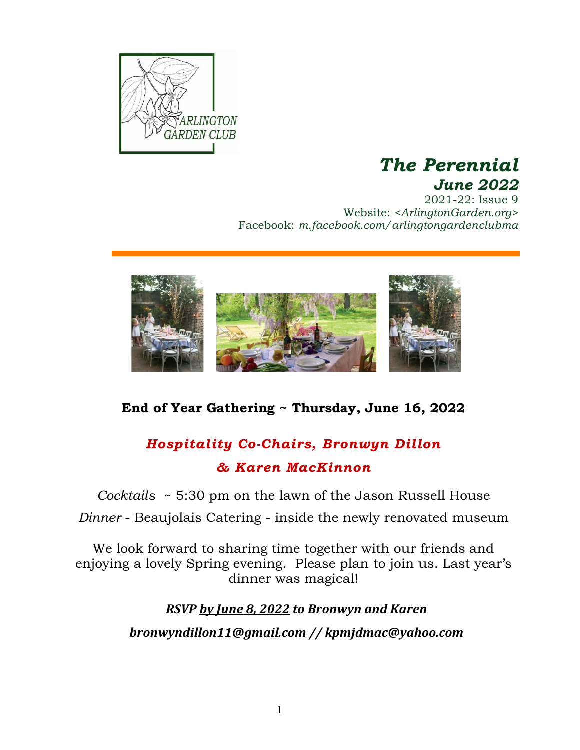ARLINGTON GARDEN CLUB

# *The Perennial*
## *June 2022*

2021-22: Issue 9
Website: <*ArlingtonGarden.org*>
Facebook: *m.facebook.com/arlingtongardenclubma*

**End of Year Gathering ~ Thursday, June 16, 2022**

***Hospitality Co-Chairs, Bronwyn Dillon & Karen MacKinnon***

*Cocktails* ~ 5:30 pm on the lawn of the Jason Russell House

*Dinner* - Beaujolais Catering - inside the newly renovated museum

We look forward to sharing time together with our friends and enjoying a lovely Spring evening. Please plan to join us. Last year's dinner was magical!

***RSVP by June 8, 2022 to Bronwyn and Karen***

***bronwyndillon11@gmail.com // kpmjdmac@yahoo.com***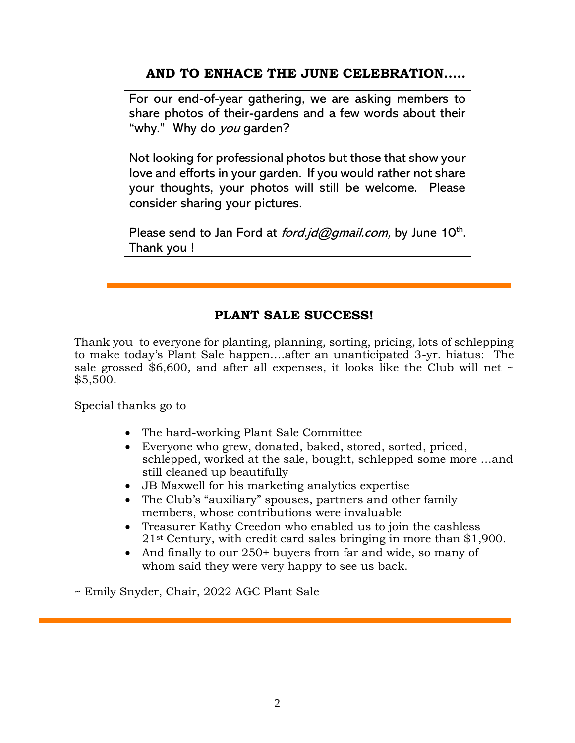## AND TO ENHACE THE JUNE CELEBRATION…..

For our end-of-year gathering, we are asking members to share photos of their-gardens and a few words about their "why." Why do *you* garden?

Not looking for professional photos but those that show your love and efforts in your garden. If you would rather not share your thoughts, your photos will still be welcome. Please consider sharing your pictures.

Please send to Jan Ford at *ford.jd@gmail.com,* by June 10th. Thank you !

---

## PLANT SALE SUCCESS!

Thank you to everyone for planting, planning, sorting, pricing, lots of schlepping to make today's Plant Sale happen….after an unanticipated 3-yr. hiatus: The sale grossed $6,600, and after all expenses, it looks like the Club will net ~ $5,500.

Special thanks go to

- The hard-working Plant Sale Committee
- Everyone who grew, donated, baked, stored, sorted, priced, schlepped, worked at the sale, bought, schlepped some more …and still cleaned up beautifully
- JB Maxwell for his marketing analytics expertise
- The Club's "auxiliary" spouses, partners and other family members, whose contributions were invaluable
- Treasurer Kathy Creedon who enabled us to join the cashless 21st Century, with credit card sales bringing in more than $1,900.
- And finally to our 250+ buyers from far and wide, so many of whom said they were very happy to see us back.

~ Emily Snyder, Chair, 2022 AGC Plant Sale

---